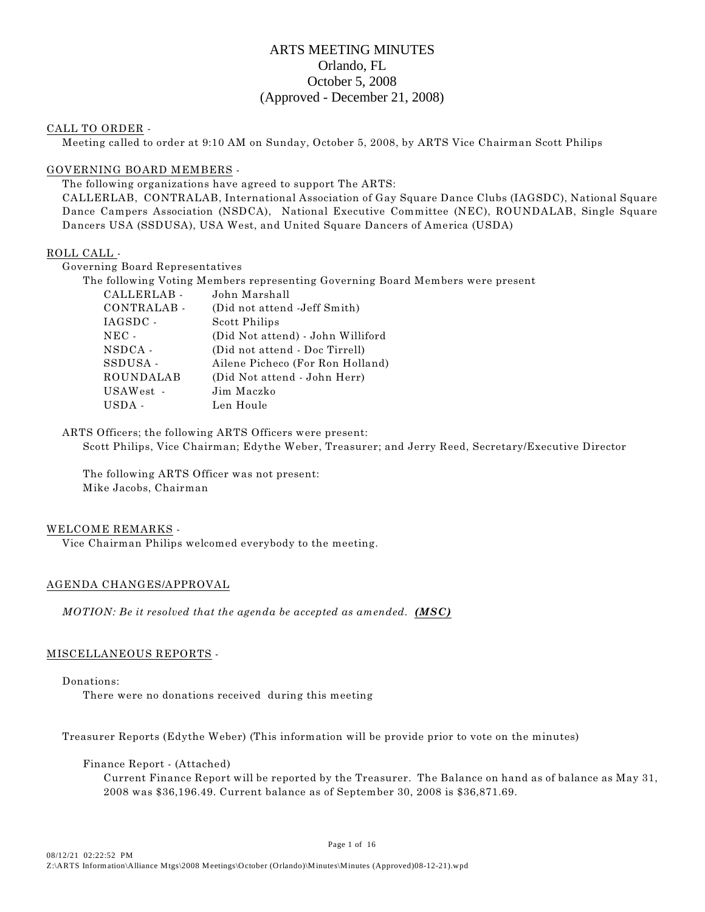# ARTS MEETING MINUTES
## Orlando, FL
## October 5, 2008
## (Approved - December 21, 2008)

CALL TO ORDER -

Meeting called to order at 9:10 AM on Sunday, October 5, 2008, by ARTS Vice Chairman Scott Philips

GOVERNING BOARD MEMBERS -

The following organizations have agreed to support The ARTS:
CALLERLAB, CONTRALAB, International Association of Gay Square Dance Clubs (IAGSDC), National Square Dance Campers Association (NSDCA), National Executive Committee (NEC), ROUNDALAB, Single Square Dancers USA (SSDUSA), USA West, and United Square Dancers of America (USDA)

ROLL CALL -

Governing Board Representatives

The following Voting Members representing Governing Board Members were present

| | |
|---|---|
| CALLERLAB - | John Marshall |
| CONTRALAB - | (Did not attend -Jeff Smith) |
| IAGSDC - | Scott Philips |
| NEC - | (Did Not attend) - John Williford |
| NSDCA - | (Did not attend - Doc Tirrell) |
| SSDUSA - | Ailene Picheco (For Ron Holland) |
| ROUNDALAB | (Did Not attend - John Herr) |
| USAWest - | Jim Maczko |
| USDA - | Len Houle |

ARTS Officers; the following ARTS Officers were present:
Scott Philips, Vice Chairman; Edythe Weber, Treasurer; and Jerry Reed, Secretary/Executive Director

The following ARTS Officer was not present:
Mike Jacobs, Chairman

WELCOME REMARKS -

Vice Chairman Philips welcomed everybody to the meeting.

AGENDA CHANGES/APPROVAL

*MOTION: Be it resolved that the agenda be accepted as amended.* ***(MSC)***

MISCELLANEOUS REPORTS -

Donations:

There were no donations received during this meeting

Treasurer Reports (Edythe Weber) (This information will be provide prior to vote on the minutes)

Finance Report - (Attached)

Current Finance Report will be reported by the Treasurer. The Balance on hand as of balance as May 31, 2008 was $36,196.49. Current balance as of September 30, 2008 is $36,871.69.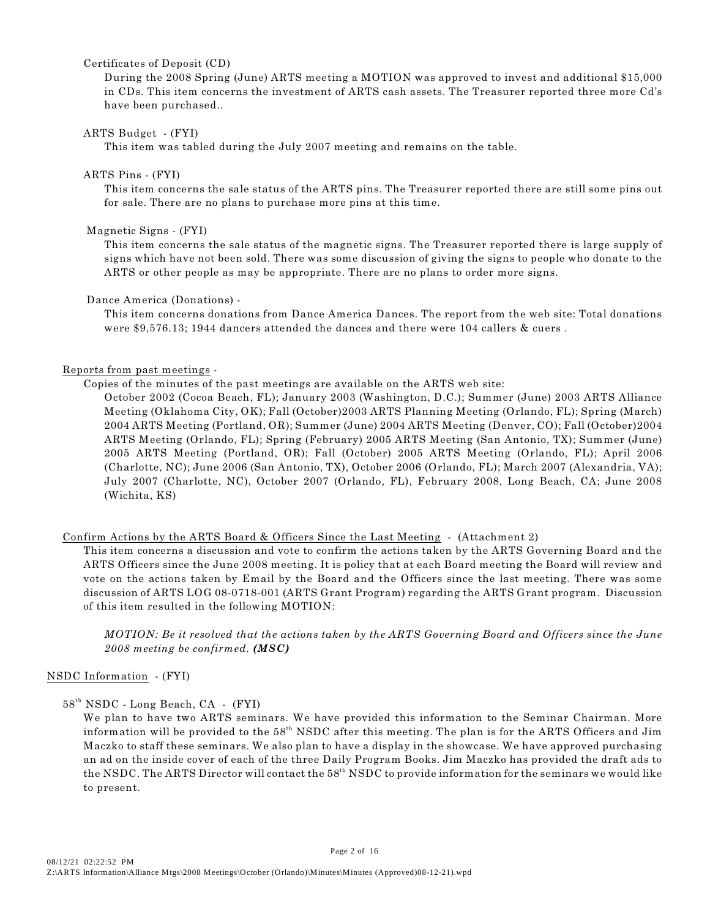Certificates of Deposit (CD)

During the 2008 Spring (June) ARTS meeting a MOTION was approved to invest and additional $15,000 in CDs. This item concerns the investment of ARTS cash assets. The Treasurer reported three more Cd's have been purchased..

ARTS Budget - (FYI)

This item was tabled during the July 2007 meeting and remains on the table.

ARTS Pins - (FYI)

This item concerns the sale status of the ARTS pins. The Treasurer reported there are still some pins out for sale. There are no plans to purchase more pins at this time.

Magnetic Signs - (FYI)

This item concerns the sale status of the magnetic signs. The Treasurer reported there is large supply of signs which have not been sold. There was some discussion of giving the signs to people who donate to the ARTS or other people as may be appropriate. There are no plans to order more signs.

Dance America (Donations) -

This item concerns donations from Dance America Dances. The report from the web site: Total donations were $9,576.13; 1944 dancers attended the dances and there were 104 callers & cuers .

Reports from past meetings -

Copies of the minutes of the past meetings are available on the ARTS web site:

October 2002 (Cocoa Beach, FL); January 2003 (Washington, D.C.); Summer (June) 2003 ARTS Alliance Meeting (Oklahoma City, OK); Fall (October)2003 ARTS Planning Meeting (Orlando, FL); Spring (March) 2004 ARTS Meeting (Portland, OR); Summer (June) 2004 ARTS Meeting (Denver, CO); Fall (October)2004 ARTS Meeting (Orlando, FL); Spring (February) 2005 ARTS Meeting (San Antonio, TX); Summer (June) 2005 ARTS Meeting (Portland, OR); Fall (October) 2005 ARTS Meeting (Orlando, FL); April 2006 (Charlotte, NC); June 2006 (San Antonio, TX), October 2006 (Orlando, FL); March 2007 (Alexandria, VA); July 2007 (Charlotte, NC), October 2007 (Orlando, FL), February 2008, Long Beach, CA; June 2008 (Wichita, KS)

Confirm Actions by the ARTS Board & Officers Since the Last Meeting - (Attachment 2)

This item concerns a discussion and vote to confirm the actions taken by the ARTS Governing Board and the ARTS Officers since the June 2008 meeting. It is policy that at each Board meeting the Board will review and vote on the actions taken by Email by the Board and the Officers since the last meeting. There was some discussion of ARTS LOG 08-0718-001 (ARTS Grant Program) regarding the ARTS Grant program. Discussion of this item resulted in the following MOTION:

*MOTION: Be it resolved that the actions taken by the ARTS Governing Board and Officers since the June 2008 meeting be confirmed.* ***(MSC)***

NSDC Information - (FYI)

58th NSDC - Long Beach, CA - (FYI)

We plan to have two ARTS seminars. We have provided this information to the Seminar Chairman. More information will be provided to the 58th NSDC after this meeting. The plan is for the ARTS Officers and Jim Maczko to staff these seminars. We also plan to have a display in the showcase. We have approved purchasing an ad on the inside cover of each of the three Daily Program Books. Jim Maczko has provided the draft ads to the NSDC. The ARTS Director will contact the 58th NSDC to provide information for the seminars we would like to present.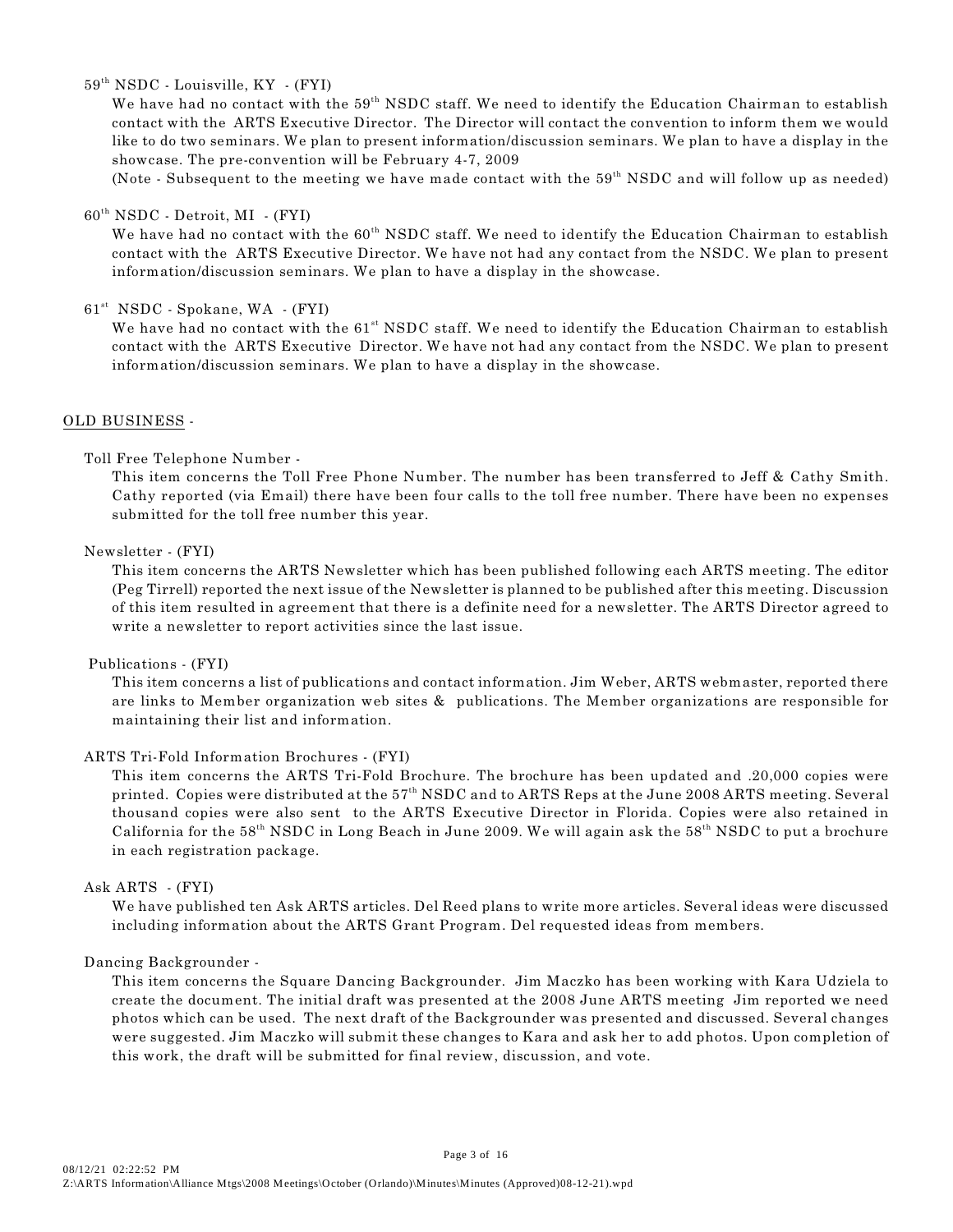59th NSDC - Louisville, KY - (FYI)

We have had no contact with the 59th NSDC staff. We need to identify the Education Chairman to establish contact with the ARTS Executive Director. The Director will contact the convention to inform them we would like to do two seminars. We plan to present information/discussion seminars. We plan to have a display in the showcase. The pre-convention will be February 4-7, 2009

(Note - Subsequent to the meeting we have made contact with the 59th NSDC and will follow up as needed)

60th NSDC - Detroit, MI - (FYI)

We have had no contact with the 60th NSDC staff. We need to identify the Education Chairman to establish contact with the ARTS Executive Director. We have not had any contact from the NSDC. We plan to present information/discussion seminars. We plan to have a display in the showcase.

61st NSDC - Spokane, WA - (FYI)

We have had no contact with the 61st NSDC staff. We need to identify the Education Chairman to establish contact with the ARTS Executive Director. We have not had any contact from the NSDC. We plan to present information/discussion seminars. We plan to have a display in the showcase.

OLD BUSINESS -

Toll Free Telephone Number -

This item concerns the Toll Free Phone Number. The number has been transferred to Jeff & Cathy Smith. Cathy reported (via Email) there have been four calls to the toll free number. There have been no expenses submitted for the toll free number this year.

Newsletter - (FYI)

This item concerns the ARTS Newsletter which has been published following each ARTS meeting. The editor (Peg Tirrell) reported the next issue of the Newsletter is planned to be published after this meeting. Discussion of this item resulted in agreement that there is a definite need for a newsletter. The ARTS Director agreed to write a newsletter to report activities since the last issue.

Publications - (FYI)

This item concerns a list of publications and contact information. Jim Weber, ARTS webmaster, reported there are links to Member organization web sites & publications. The Member organizations are responsible for maintaining their list and information.

ARTS Tri-Fold Information Brochures - (FYI)

This item concerns the ARTS Tri-Fold Brochure. The brochure has been updated and .20,000 copies were printed. Copies were distributed at the 57th NSDC and to ARTS Reps at the June 2008 ARTS meeting. Several thousand copies were also sent to the ARTS Executive Director in Florida. Copies were also retained in California for the 58th NSDC in Long Beach in June 2009. We will again ask the 58th NSDC to put a brochure in each registration package.

Ask ARTS - (FYI)

We have published ten Ask ARTS articles. Del Reed plans to write more articles. Several ideas were discussed including information about the ARTS Grant Program. Del requested ideas from members.

Dancing Backgrounder -

This item concerns the Square Dancing Backgrounder. Jim Maczko has been working with Kara Udziela to create the document. The initial draft was presented at the 2008 June ARTS meeting Jim reported we need photos which can be used. The next draft of the Backgrounder was presented and discussed. Several changes were suggested. Jim Maczko will submit these changes to Kara and ask her to add photos. Upon completion of this work, the draft will be submitted for final review, discussion, and vote.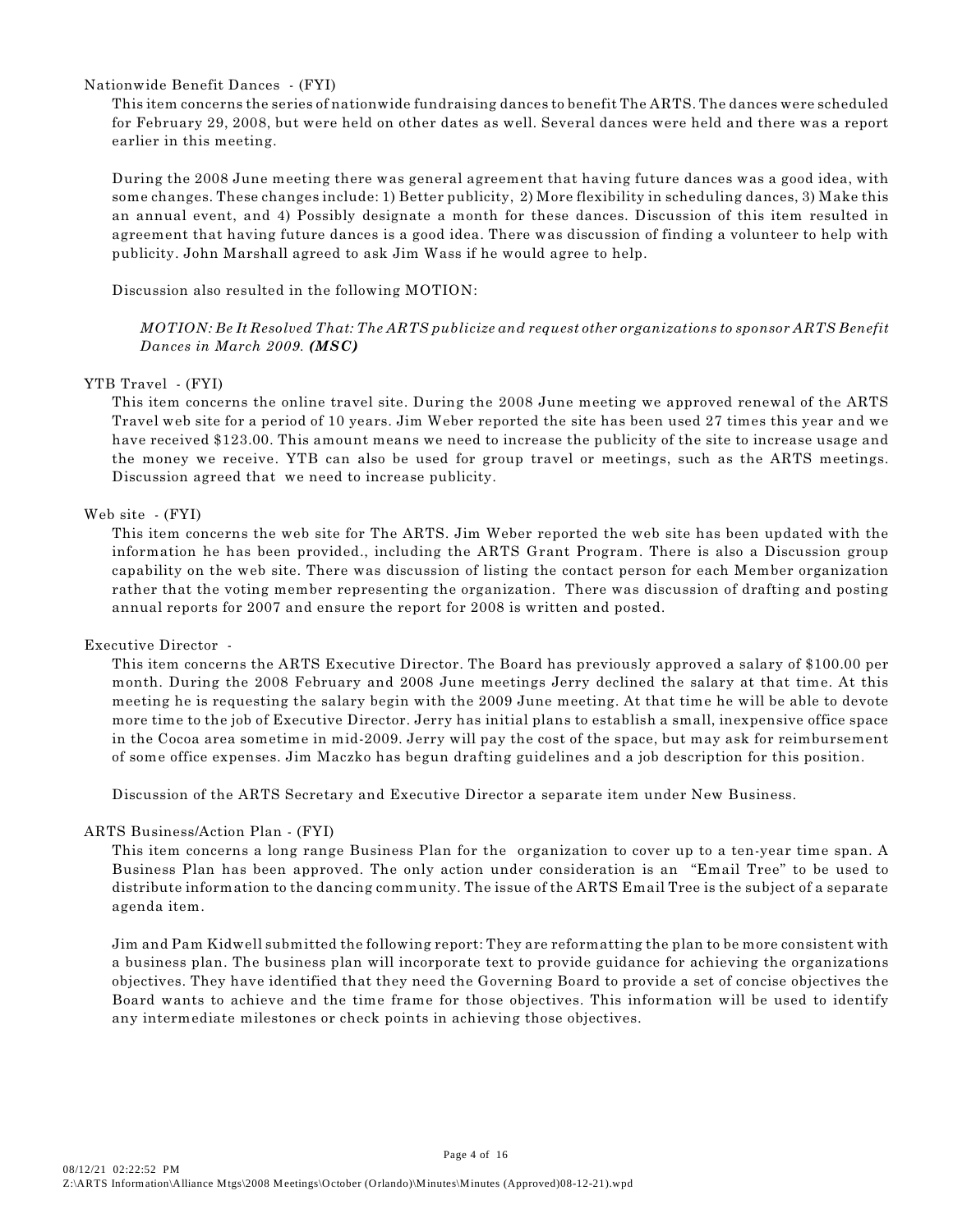Nationwide Benefit Dances - (FYI)

This item concerns the series of nationwide fundraising dances to benefit The ARTS. The dances were scheduled for February 29, 2008, but were held on other dates as well. Several dances were held and there was a report earlier in this meeting.

During the 2008 June meeting there was general agreement that having future dances was a good idea, with some changes. These changes include: 1) Better publicity, 2) More flexibility in scheduling dances, 3) Make this an annual event, and 4) Possibly designate a month for these dances. Discussion of this item resulted in agreement that having future dances is a good idea. There was discussion of finding a volunteer to help with publicity. John Marshall agreed to ask Jim Wass if he would agree to help.

Discussion also resulted in the following MOTION:

*MOTION: Be It Resolved That: The ARTS publicize and request other organizations to sponsor ARTS Benefit Dances in March 2009.* ***(MSC)***

YTB Travel - (FYI)

This item concerns the online travel site. During the 2008 June meeting we approved renewal of the ARTS Travel web site for a period of 10 years. Jim Weber reported the site has been used 27 times this year and we have received $123.00. This amount means we need to increase the publicity of the site to increase usage and the money we receive. YTB can also be used for group travel or meetings, such as the ARTS meetings. Discussion agreed that we need to increase publicity.

Web site - (FYI)

This item concerns the web site for The ARTS. Jim Weber reported the web site has been updated with the information he has been provided., including the ARTS Grant Program. There is also a Discussion group capability on the web site. There was discussion of listing the contact person for each Member organization rather that the voting member representing the organization. There was discussion of drafting and posting annual reports for 2007 and ensure the report for 2008 is written and posted.

Executive Director -

This item concerns the ARTS Executive Director. The Board has previously approved a salary of $100.00 per month. During the 2008 February and 2008 June meetings Jerry declined the salary at that time. At this meeting he is requesting the salary begin with the 2009 June meeting. At that time he will be able to devote more time to the job of Executive Director. Jerry has initial plans to establish a small, inexpensive office space in the Cocoa area sometime in mid-2009. Jerry will pay the cost of the space, but may ask for reimbursement of some office expenses. Jim Maczko has begun drafting guidelines and a job description for this position.

Discussion of the ARTS Secretary and Executive Director a separate item under New Business.

ARTS Business/Action Plan - (FYI)

This item concerns a long range Business Plan for the organization to cover up to a ten-year time span. A Business Plan has been approved. The only action under consideration is an "Email Tree" to be used to distribute information to the dancing community. The issue of the ARTS Email Tree is the subject of a separate agenda item.

Jim and Pam Kidwell submitted the following report: They are reformatting the plan to be more consistent with a business plan. The business plan will incorporate text to provide guidance for achieving the organizations objectives. They have identified that they need the Governing Board to provide a set of concise objectives the Board wants to achieve and the time frame for those objectives. This information will be used to identify any intermediate milestones or check points in achieving those objectives.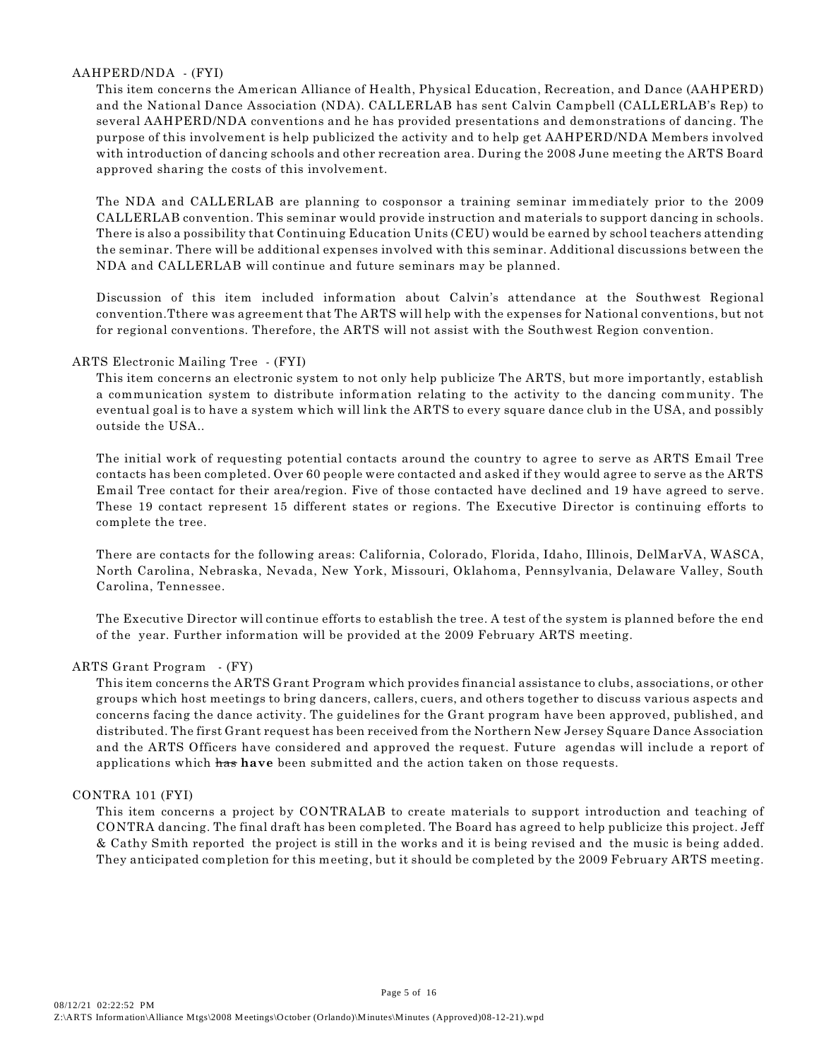AAHPERD/NDA - (FYI)

This item concerns the American Alliance of Health, Physical Education, Recreation, and Dance (AAHPERD) and the National Dance Association (NDA). CALLERLAB has sent Calvin Campbell (CALLERLAB's Rep) to several AAHPERD/NDA conventions and he has provided presentations and demonstrations of dancing. The purpose of this involvement is help publicized the activity and to help get AAHPERD/NDA Members involved with introduction of dancing schools and other recreation area. During the 2008 June meeting the ARTS Board approved sharing the costs of this involvement.

The NDA and CALLERLAB are planning to cosponsor a training seminar immediately prior to the 2009 CALLERLAB convention. This seminar would provide instruction and materials to support dancing in schools. There is also a possibility that Continuing Education Units (CEU) would be earned by school teachers attending the seminar. There will be additional expenses involved with this seminar. Additional discussions between the NDA and CALLERLAB will continue and future seminars may be planned.

Discussion of this item included information about Calvin's attendance at the Southwest Regional convention.Tthere was agreement that The ARTS will help with the expenses for National conventions, but not for regional conventions. Therefore, the ARTS will not assist with the Southwest Region convention.

ARTS Electronic Mailing Tree - (FYI)

This item concerns an electronic system to not only help publicize The ARTS, but more importantly, establish a communication system to distribute information relating to the activity to the dancing community. The eventual goal is to have a system which will link the ARTS to every square dance club in the USA, and possibly outside the USA..

The initial work of requesting potential contacts around the country to agree to serve as ARTS Email Tree contacts has been completed. Over 60 people were contacted and asked if they would agree to serve as the ARTS Email Tree contact for their area/region. Five of those contacted have declined and 19 have agreed to serve. These 19 contact represent 15 different states or regions. The Executive Director is continuing efforts to complete the tree.

There are contacts for the following areas: California, Colorado, Florida, Idaho, Illinois, DelMarVA, WASCA, North Carolina, Nebraska, Nevada, New York, Missouri, Oklahoma, Pennsylvania, Delaware Valley, South Carolina, Tennessee.

The Executive Director will continue efforts to establish the tree. A test of the system is planned before the end of the year. Further information will be provided at the 2009 February ARTS meeting.

ARTS Grant Program - (FY)

This item concerns the ARTS Grant Program which provides financial assistance to clubs, associations, or other groups which host meetings to bring dancers, callers, cuers, and others together to discuss various aspects and concerns facing the dance activity. The guidelines for the Grant program have been approved, published, and distributed. The first Grant request has been received from the Northern New Jersey Square Dance Association and the ARTS Officers have considered and approved the request. Future agendas will include a report of applications which ~~has~~ **have** been submitted and the action taken on those requests.

CONTRA 101 (FYI)

This item concerns a project by CONTRALAB to create materials to support introduction and teaching of CONTRA dancing. The final draft has been completed. The Board has agreed to help publicize this project. Jeff & Cathy Smith reported the project is still in the works and it is being revised and the music is being added. They anticipated completion for this meeting, but it should be completed by the 2009 February ARTS meeting.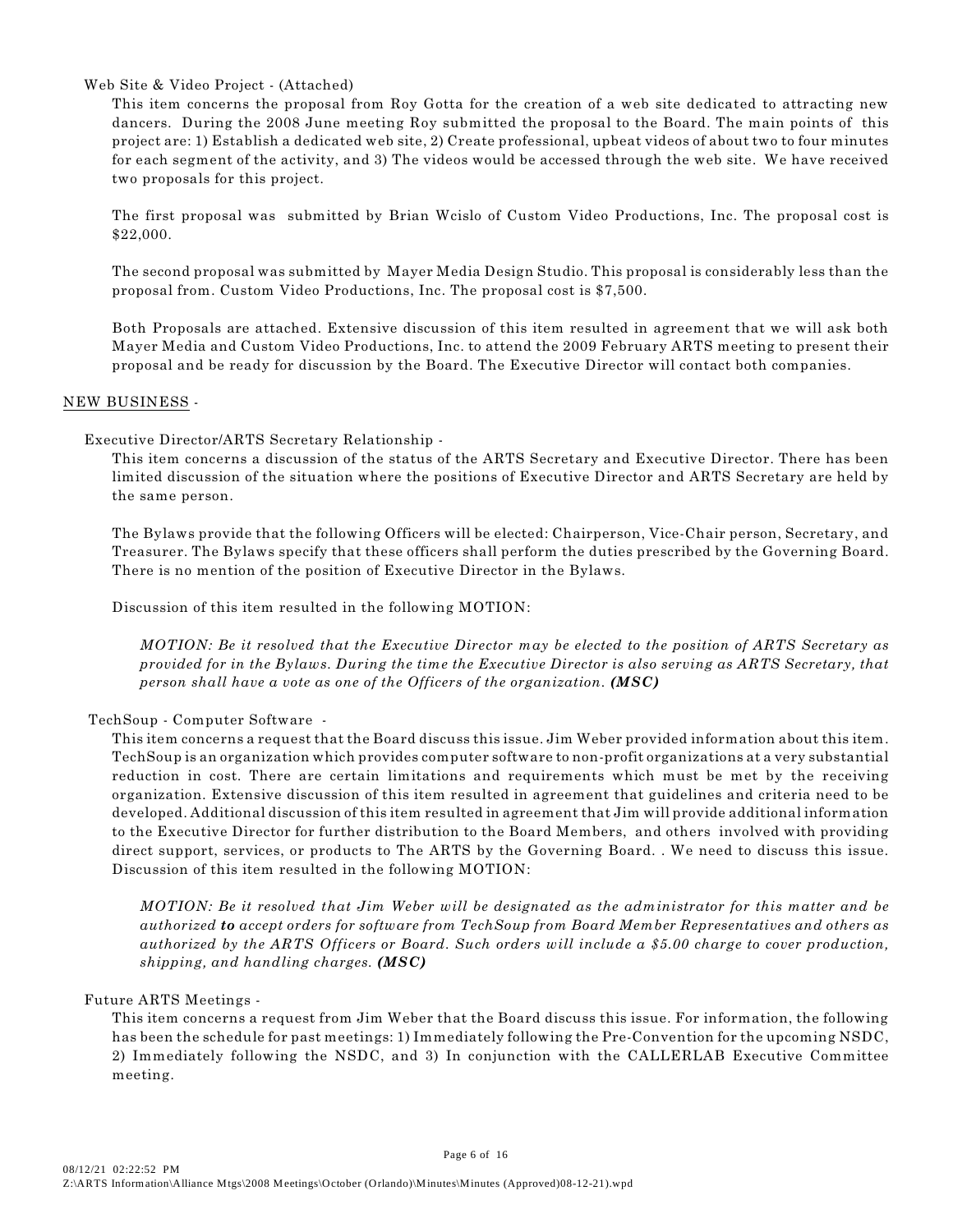Web Site & Video Project - (Attached)

This item concerns the proposal from Roy Gotta for the creation of a web site dedicated to attracting new dancers. During the 2008 June meeting Roy submitted the proposal to the Board. The main points of this project are: 1) Establish a dedicated web site, 2) Create professional, upbeat videos of about two to four minutes for each segment of the activity, and 3) The videos would be accessed through the web site. We have received two proposals for this project.

The first proposal was submitted by Brian Wcislo of Custom Video Productions, Inc. The proposal cost is $22,000.

The second proposal was submitted by Mayer Media Design Studio. This proposal is considerably less than the proposal from. Custom Video Productions, Inc. The proposal cost is $7,500.

Both Proposals are attached. Extensive discussion of this item resulted in agreement that we will ask both Mayer Media and Custom Video Productions, Inc. to attend the 2009 February ARTS meeting to present their proposal and be ready for discussion by the Board. The Executive Director will contact both companies.

NEW BUSINESS -

Executive Director/ARTS Secretary Relationship -

This item concerns a discussion of the status of the ARTS Secretary and Executive Director. There has been limited discussion of the situation where the positions of Executive Director and ARTS Secretary are held by the same person.

The Bylaws provide that the following Officers will be elected: Chairperson, Vice-Chair person, Secretary, and Treasurer. The Bylaws specify that these officers shall perform the duties prescribed by the Governing Board. There is no mention of the position of Executive Director in the Bylaws.

Discussion of this item resulted in the following MOTION:

*MOTION: Be it resolved that the Executive Director may be elected to the position of ARTS Secretary as provided for in the Bylaws. During the time the Executive Director is also serving as ARTS Secretary, that person shall have a vote as one of the Officers of the organization.* ***(MSC)***

TechSoup - Computer Software -

This item concerns a request that the Board discuss this issue. Jim Weber provided information about this item. TechSoup is an organization which provides computer software to non-profit organizations at a very substantial reduction in cost. There are certain limitations and requirements which must be met by the receiving organization. Extensive discussion of this item resulted in agreement that guidelines and criteria need to be developed. Additional discussion of this item resulted in agreement that Jim will provide additional information to the Executive Director for further distribution to the Board Members, and others involved with providing direct support, services, or products to The ARTS by the Governing Board. . We need to discuss this issue. Discussion of this item resulted in the following MOTION:

*MOTION: Be it resolved that Jim Weber will be designated as the administrator for this matter and be authorized* ***to*** *accept orders for software from TechSoup from Board Member Representatives and others as authorized by the ARTS Officers or Board. Such orders will include a $5.00 charge to cover production, shipping, and handling charges.* ***(MSC)***

Future ARTS Meetings -

This item concerns a request from Jim Weber that the Board discuss this issue. For information, the following has been the schedule for past meetings: 1) Immediately following the Pre-Convention for the upcoming NSDC, 2) Immediately following the NSDC, and 3) In conjunction with the CALLERLAB Executive Committee meeting.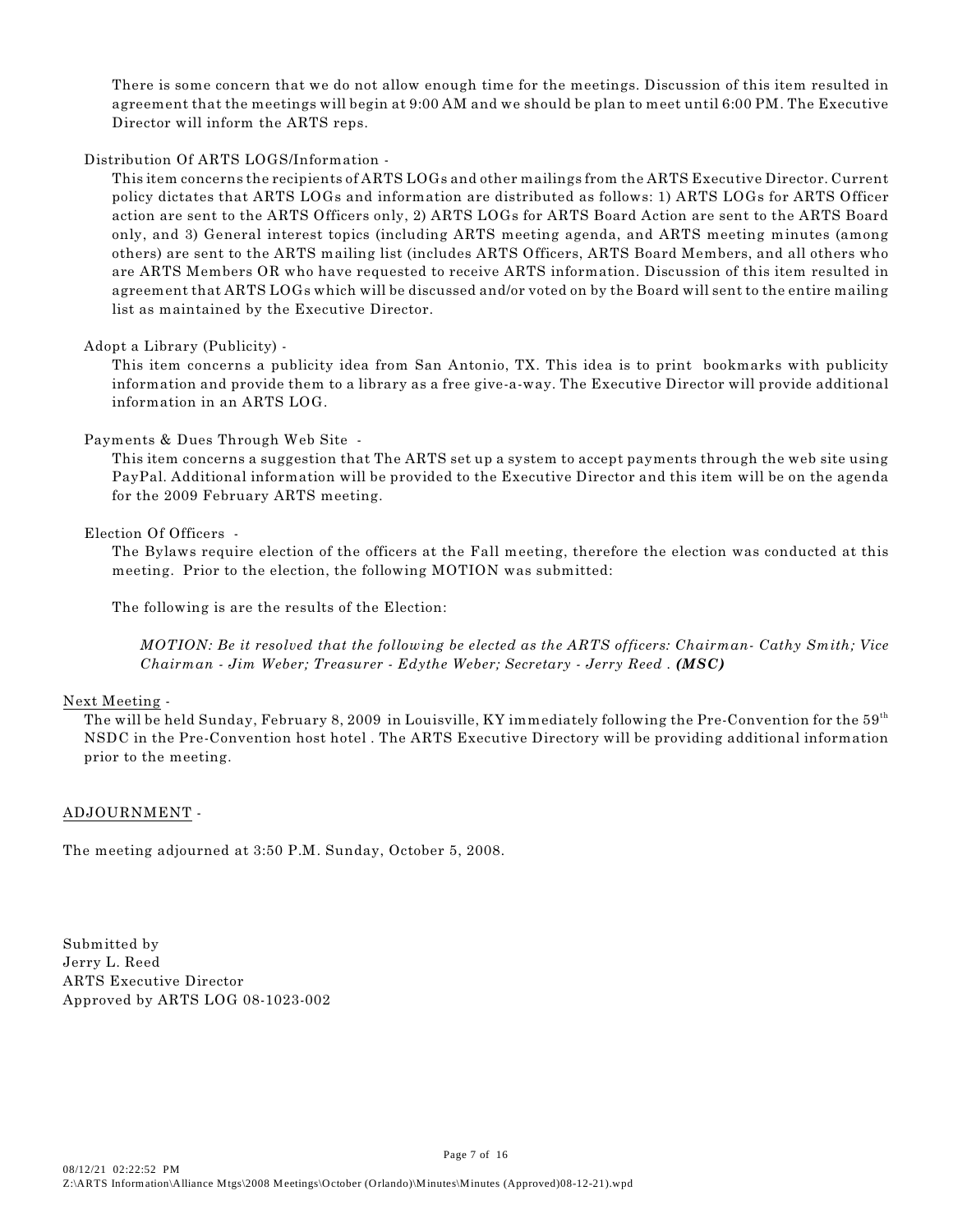There is some concern that we do not allow enough time for the meetings. Discussion of this item resulted in agreement that the meetings will begin at 9:00 AM and we should be plan to meet until 6:00 PM. The Executive Director will inform the ARTS reps.

Distribution Of ARTS LOGS/Information -

This item concerns the recipients of ARTS LOGs and other mailings from the ARTS Executive Director. Current policy dictates that ARTS LOGs and information are distributed as follows: 1) ARTS LOGs for ARTS Officer action are sent to the ARTS Officers only, 2) ARTS LOGs for ARTS Board Action are sent to the ARTS Board only, and 3) General interest topics (including ARTS meeting agenda, and ARTS meeting minutes (among others) are sent to the ARTS mailing list (includes ARTS Officers, ARTS Board Members, and all others who are ARTS Members OR who have requested to receive ARTS information. Discussion of this item resulted in agreement that ARTS LOGs which will be discussed and/or voted on by the Board will sent to the entire mailing list as maintained by the Executive Director.

Adopt a Library (Publicity) -

This item concerns a publicity idea from San Antonio, TX. This idea is to print bookmarks with publicity information and provide them to a library as a free give-a-way. The Executive Director will provide additional information in an ARTS LOG.

Payments & Dues Through Web Site -

This item concerns a suggestion that The ARTS set up a system to accept payments through the web site using PayPal. Additional information will be provided to the Executive Director and this item will be on the agenda for the 2009 February ARTS meeting.

Election Of Officers -

The Bylaws require election of the officers at the Fall meeting, therefore the election was conducted at this meeting. Prior to the election, the following MOTION was submitted:

The following is are the results of the Election:

> *MOTION: Be it resolved that the following be elected as the ARTS officers: Chairman- Cathy Smith; Vice Chairman - Jim Weber; Treasurer - Edythe Weber; Secretary - Jerry Reed .* ***(MSC)***

Next Meeting -

The will be held Sunday, February 8, 2009 in Louisville, KY immediately following the Pre-Convention for the 59th NSDC in the Pre-Convention host hotel . The ARTS Executive Directory will be providing additional information prior to the meeting.

ADJOURNMENT -

The meeting adjourned at 3:50 P.M. Sunday, October 5, 2008.

Submitted by
Jerry L. Reed
ARTS Executive Director
Approved by ARTS LOG 08-1023-002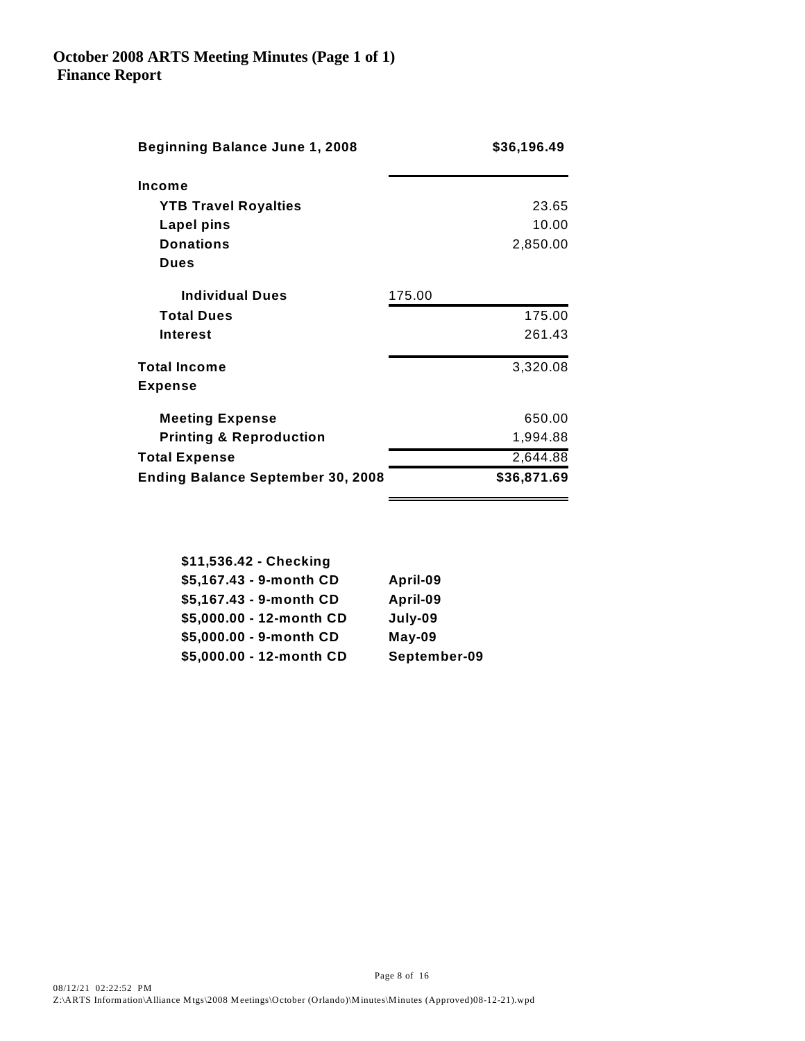**October 2008 ARTS Meeting Minutes (Page 1 of 1)**
**Finance Report**

| | | |
|---|---|---|
| **Beginning Balance June 1, 2008** | | **$36,196.49** |
| **Income** | | |
| **YTB Travel Royalties** | | 23.65 |
| **Lapel pins** | | 10.00 |
| **Donations** | | 2,850.00 |
| **Dues** | | |
| **Individual Dues** | 175.00 | |
| **Total Dues** | | 175.00 |
| **Interest** | | 261.43 |
| **Total Income** | | 3,320.08 |
| **Expense** | | |
| **Meeting Expense** | | 650.00 |
| **Printing & Reproduction** | | 1,994.88 |
| **Total Expense** | | 2,644.88 |
| **Ending Balance September 30, 2008** | | **$36,871.69** |

| | |
|---|---|
| **$11,536.42 - Checking** | |
| **$5,167.43 - 9-month CD** | **April-09** |
| **$5,167.43 - 9-month CD** | **April-09** |
| **$5,000.00 - 12-month CD** | **July-09** |
| **$5,000.00 - 9-month CD** | **May-09** |
| **$5,000.00 - 12-month CD** | **September-09** |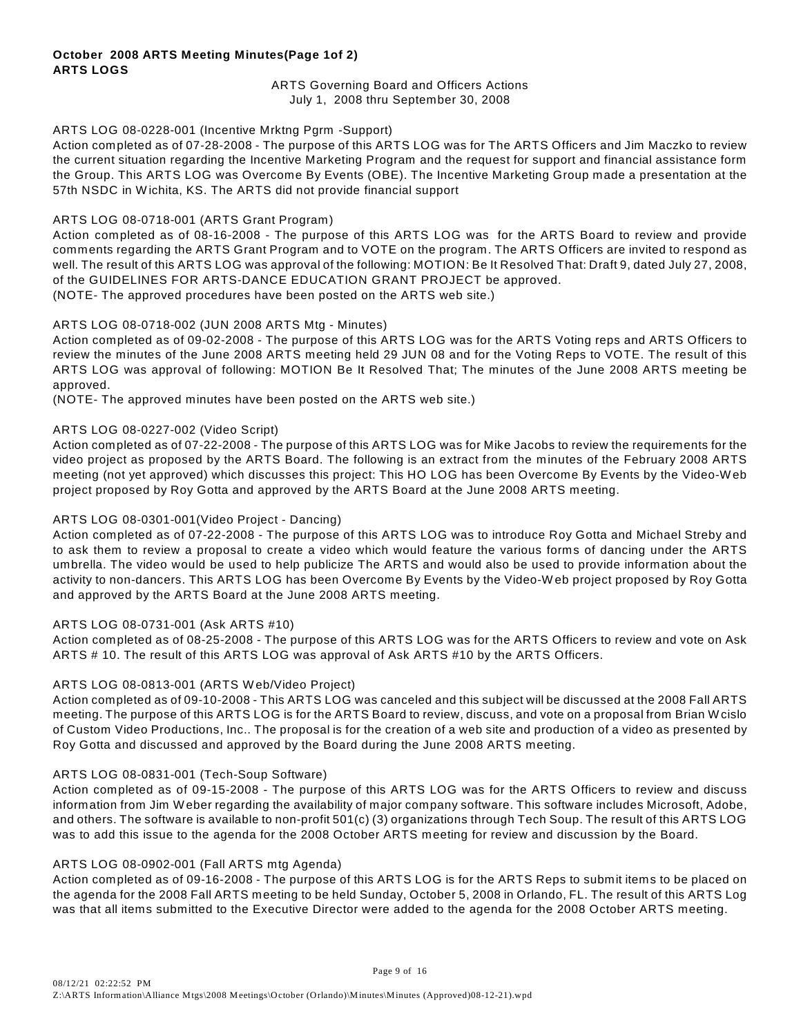**October 2008 ARTS Meeting Minutes(Page 1of 2)**
**ARTS LOGS**

ARTS Governing Board and Officers Actions
July 1, 2008 thru September 30, 2008

ARTS LOG 08-0228-001 (Incentive Mrktng Pgrm -Support)
Action completed as of 07-28-2008 - The purpose of this ARTS LOG was for The ARTS Officers and Jim Maczko to review the current situation regarding the Incentive Marketing Program and the request for support and financial assistance form the Group. This ARTS LOG was Overcome By Events (OBE). The Incentive Marketing Group made a presentation at the 57th NSDC in Wichita, KS. The ARTS did not provide financial support

ARTS LOG 08-0718-001 (ARTS Grant Program)
Action completed as of 08-16-2008 - The purpose of this ARTS LOG was for the ARTS Board to review and provide comments regarding the ARTS Grant Program and to VOTE on the program. The ARTS Officers are invited to respond as well. The result of this ARTS LOG was approval of the following: MOTION: Be It Resolved That: Draft 9, dated July 27, 2008, of the GUIDELINES FOR ARTS-DANCE EDUCATION GRANT PROJECT be approved.
(NOTE- The approved procedures have been posted on the ARTS web site.)

ARTS LOG 08-0718-002 (JUN 2008 ARTS Mtg - Minutes)
Action completed as of 09-02-2008 - The purpose of this ARTS LOG was for the ARTS Voting reps and ARTS Officers to review the minutes of the June 2008 ARTS meeting held 29 JUN 08 and for the Voting Reps to VOTE. The result of this ARTS LOG was approval of following: MOTION Be It Resolved That; The minutes of the June 2008 ARTS meeting be approved.
(NOTE- The approved minutes have been posted on the ARTS web site.)

ARTS LOG 08-0227-002 (Video Script)
Action completed as of 07-22-2008 - The purpose of this ARTS LOG was for Mike Jacobs to review the requirements for the video project as proposed by the ARTS Board. The following is an extract from the minutes of the February 2008 ARTS meeting (not yet approved) which discusses this project: This HO LOG has been Overcome By Events by the Video-Web project proposed by Roy Gotta and approved by the ARTS Board at the June 2008 ARTS meeting.

ARTS LOG 08-0301-001(Video Project - Dancing)
Action completed as of 07-22-2008 - The purpose of this ARTS LOG was to introduce Roy Gotta and Michael Streby and to ask them to review a proposal to create a video which would feature the various forms of dancing under the ARTS umbrella. The video would be used to help publicize The ARTS and would also be used to provide information about the activity to non-dancers. This ARTS LOG has been Overcome By Events by the Video-Web project proposed by Roy Gotta and approved by the ARTS Board at the June 2008 ARTS meeting.

ARTS LOG 08-0731-001 (Ask ARTS #10)
Action completed as of 08-25-2008 - The purpose of this ARTS LOG was for the ARTS Officers to review and vote on Ask ARTS # 10. The result of this ARTS LOG was approval of Ask ARTS #10 by the ARTS Officers.

ARTS LOG 08-0813-001 (ARTS Web/Video Project)
Action completed as of 09-10-2008 - This ARTS LOG was canceled and this subject will be discussed at the 2008 Fall ARTS meeting. The purpose of this ARTS LOG is for the ARTS Board to review, discuss, and vote on a proposal from Brian Wcislo of Custom Video Productions, Inc.. The proposal is for the creation of a web site and production of a video as presented by Roy Gotta and discussed and approved by the Board during the June 2008 ARTS meeting.

ARTS LOG 08-0831-001 (Tech-Soup Software)
Action completed as of 09-15-2008 - The purpose of this ARTS LOG was for the ARTS Officers to review and discuss information from Jim Weber regarding the availability of major company software. This software includes Microsoft, Adobe, and others. The software is available to non-profit 501(c) (3) organizations through Tech Soup. The result of this ARTS LOG was to add this issue to the agenda for the 2008 October ARTS meeting for review and discussion by the Board.

ARTS LOG 08-0902-001 (Fall ARTS mtg Agenda)
Action completed as of 09-16-2008 - The purpose of this ARTS LOG is for the ARTS Reps to submit items to be placed on the agenda for the 2008 Fall ARTS meeting to be held Sunday, October 5, 2008 in Orlando, FL. The result of this ARTS Log was that all items submitted to the Executive Director were added to the agenda for the 2008 October ARTS meeting.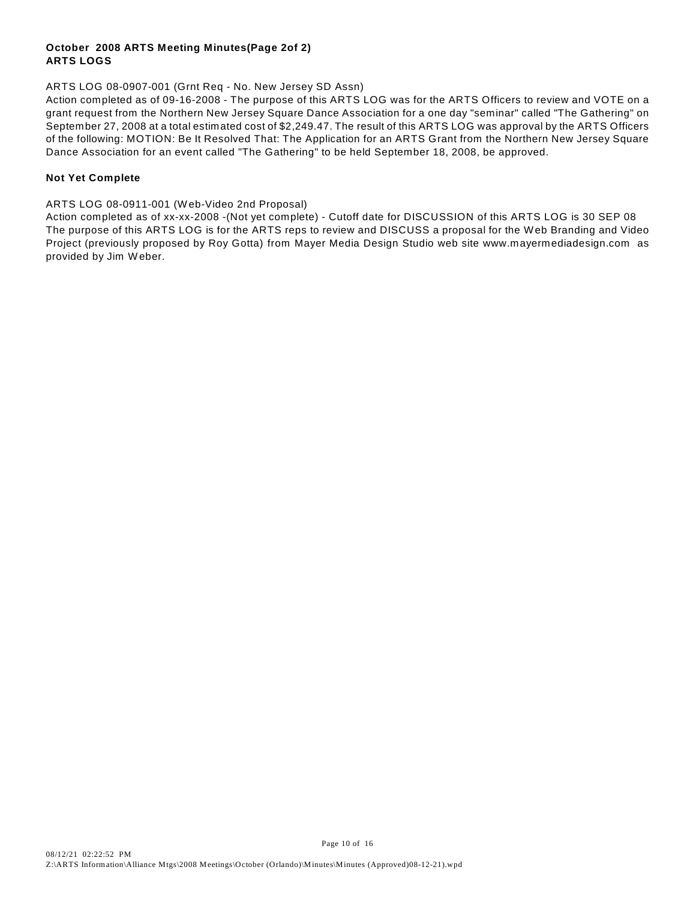**October 2008 ARTS Meeting Minutes(Page 2of 2)**
**ARTS LOGS**

ARTS LOG 08-0907-001 (Grnt Req - No. New Jersey SD Assn)
Action completed as of 09-16-2008 - The purpose of this ARTS LOG was for the ARTS Officers to review and VOTE on a grant request from the Northern New Jersey Square Dance Association for a one day "seminar" called "The Gathering" on September 27, 2008 at a total estimated cost of $2,249.47. The result of this ARTS LOG was approval by the ARTS Officers of the following: MOTION: Be It Resolved That: The Application for an ARTS Grant from the Northern New Jersey Square Dance Association for an event called "The Gathering" to be held September 18, 2008, be approved.

**Not Yet Complete**

ARTS LOG 08-0911-001 (Web-Video 2nd Proposal)
Action completed as of xx-xx-2008 -(Not yet complete) - Cutoff date for DISCUSSION of this ARTS LOG is 30 SEP 08
The purpose of this ARTS LOG is for the ARTS reps to review and DISCUSS a proposal for the Web Branding and Video Project (previously proposed by Roy Gotta) from Mayer Media Design Studio web site www.mayermediadesign.com as provided by Jim Weber.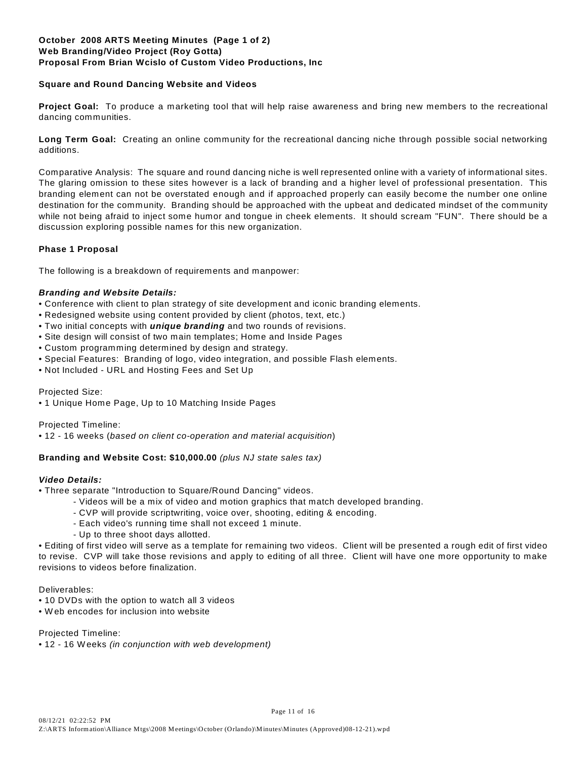**October 2008 ARTS Meeting Minutes (Page 1 of 2)**
**Web Branding/Video Project (Roy Gotta)**
**Proposal From Brian Wcislo of Custom Video Productions, Inc**

**Square and Round Dancing Website and Videos**

**Project Goal:** To produce a marketing tool that will help raise awareness and bring new members to the recreational dancing communities.

**Long Term Goal:** Creating an online community for the recreational dancing niche through possible social networking additions.

Comparative Analysis: The square and round dancing niche is well represented online with a variety of informational sites. The glaring omission to these sites however is a lack of branding and a higher level of professional presentation. This branding element can not be overstated enough and if approached properly can easily become the number one online destination for the community. Branding should be approached with the upbeat and dedicated mindset of the community while not being afraid to inject some humor and tongue in cheek elements. It should scream "FUN". There should be a discussion exploring possible names for this new organization.

**Phase 1 Proposal**

The following is a breakdown of requirements and manpower:

***Branding and Website Details:***

- Conference with client to plan strategy of site development and iconic branding elements.
- Redesigned website using content provided by client (photos, text, etc.)
- Two initial concepts with ***unique branding*** and two rounds of revisions.
- Site design will consist of two main templates; Home and Inside Pages
- Custom programming determined by design and strategy.
- Special Features: Branding of logo, video integration, and possible Flash elements.
- Not Included - URL and Hosting Fees and Set Up

Projected Size:

- 1 Unique Home Page, Up to 10 Matching Inside Pages

Projected Timeline:

- 12 - 16 weeks (*based on client co-operation and material acquisition*)

**Branding and Website Cost: $10,000.00** *(plus NJ state sales tax)*

***Video Details:***

- Three separate "Introduction to Square/Round Dancing" videos.
  - Videos will be a mix of video and motion graphics that match developed branding.
  - CVP will provide scriptwriting, voice over, shooting, editing & encoding.
  - Each video's running time shall not exceed 1 minute.
  - Up to three shoot days allotted.
- Editing of first video will serve as a template for remaining two videos. Client will be presented a rough edit of first video to revise. CVP will take those revisions and apply to editing of all three. Client will have one more opportunity to make revisions to videos before finalization.

Deliverables:

- 10 DVDs with the option to watch all 3 videos
- Web encodes for inclusion into website

Projected Timeline:

- 12 - 16 Weeks *(in conjunction with web development)*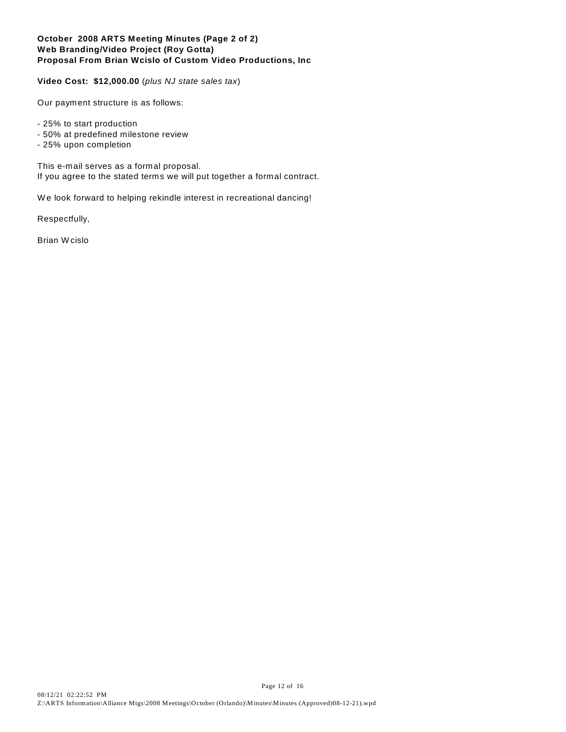**October 2008 ARTS Meeting Minutes (Page 2 of 2)**
**Web Branding/Video Project (Roy Gotta)**
**Proposal From Brian Wcislo of Custom Video Productions, Inc**

**Video Cost: $12,000.00** (*plus NJ state sales tax*)

Our payment structure is as follows:

- 25% to start production
- 50% at predefined milestone review
- 25% upon completion

This e-mail serves as a formal proposal.
If you agree to the stated terms we will put together a formal contract.

We look forward to helping rekindle interest in recreational dancing!

Respectfully,

Brian Wcislo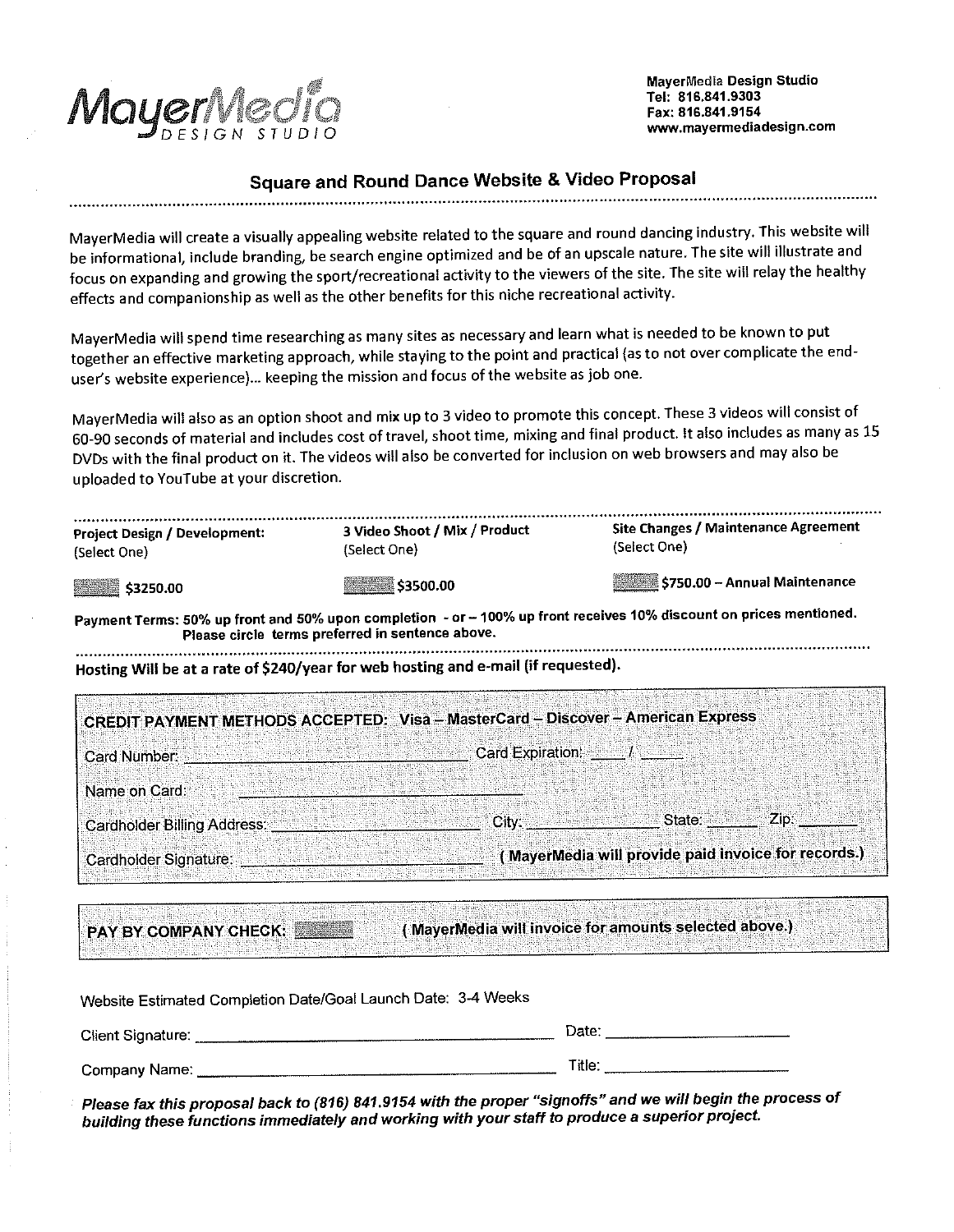**MayerMedia DESIGN STUDIO**

**MayerMedia Design Studio**
**Tel: 816.841.9303**
**Fax: 816.841.9154**
**www.mayermediadesign.com**

## Square and Round Dance Website & Video Proposal

MayerMedia will create a visually appealing website related to the square and round dancing industry. This website will be informational, include branding, be search engine optimized and be of an upscale nature. The site will illustrate and focus on expanding and growing the sport/recreational activity to the viewers of the site. The site will relay the healthy effects and companionship as well as the other benefits for this niche recreational activity.

MayerMedia will spend time researching as many sites as necessary and learn what is needed to be known to put together an effective marketing approach, while staying to the point and practical (as to not over complicate the end-user's website experience)... keeping the mission and focus of the website as job one.

MayerMedia will also as an option shoot and mix up to 3 video to promote this concept. These 3 videos will consist of 60-90 seconds of material and includes cost of travel, shoot time, mixing and final product. It also includes as many as 15 DVDs with the final product on it. The videos will also be converted for inclusion on web browsers and may also be uploaded to YouTube at your discretion.

| Project Design / Development: (Select One) | 3 Video Shoot / Mix / Product (Select One) | Site Changes / Maintenance Agreement (Select One) |
|---|---|---|
| ☐ $3250.00 | ☐ $3500.00 | ☐ $750.00 – Annual Maintenance |

**Payment Terms: 50% up front and 50% upon completion - or – 100% up front receives 10% discount on prices mentioned. Please circle terms preferred in sentence above.**

**Hosting Will be at a rate of $240/year for web hosting and e-mail (if requested).**

**CREDIT PAYMENT METHODS ACCEPTED: Visa – MasterCard – Discover – American Express**

Card Number: ______________________ Card Expiration: ____ / ____

Name on Card: ______________________

Cardholder Billing Address: ______________________ City: ____________ State: ______ Zip: ______

Cardholder Signature: ______________________ **( MayerMedia will provide paid invoice for records.)**

**PAY BY COMPANY CHECK:** ☐ **( MayerMedia will invoice for amounts selected above.)**

Website Estimated Completion Date/Goal Launch Date: 3-4 Weeks

Client Signature: ______________________ Date: ______________

Company Name: ______________________ Title: ______________

***Please fax this proposal back to (816) 841.9154 with the proper "signoffs" and we will begin the process of building these functions immediately and working with your staff to produce a superior project.***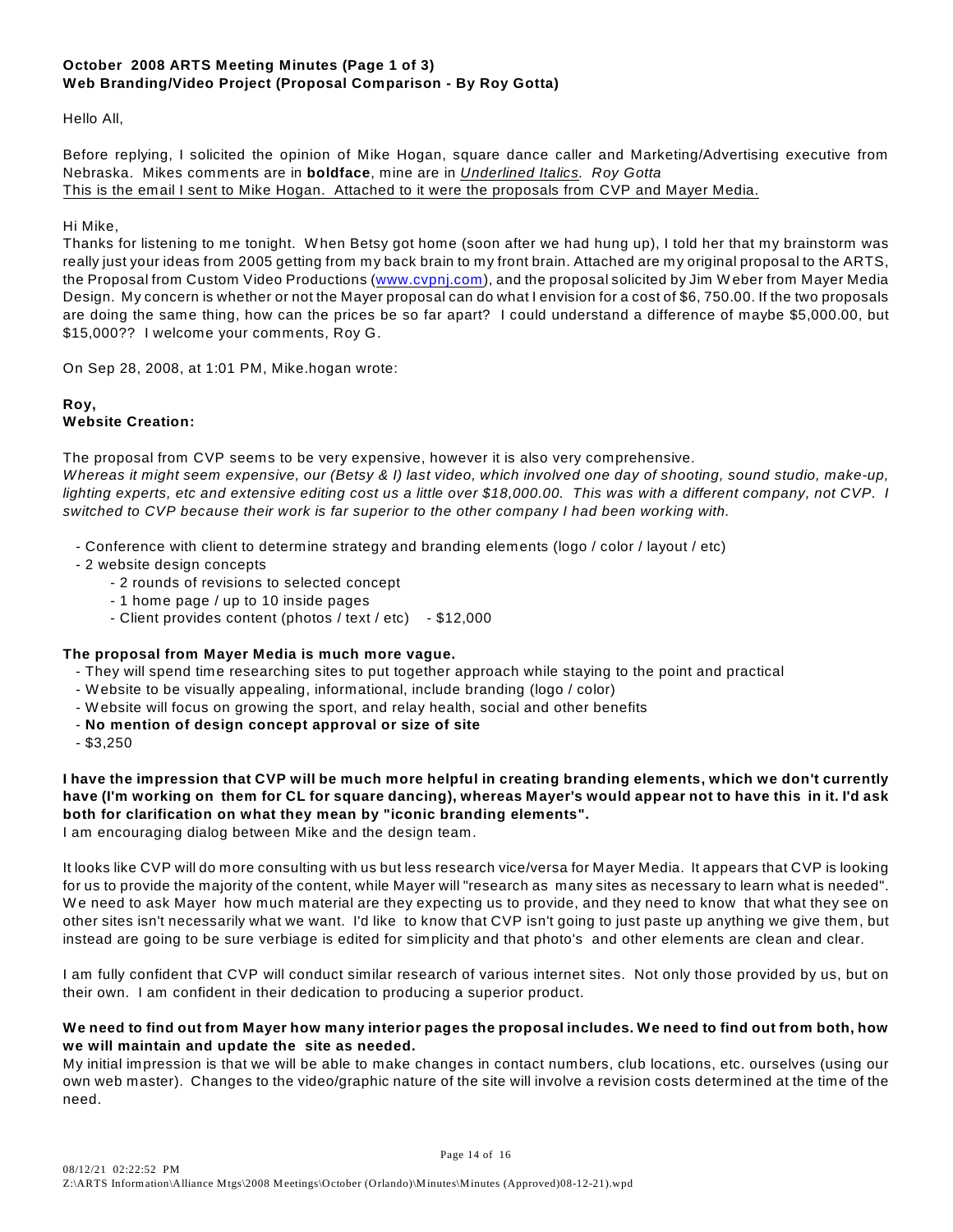**October 2008 ARTS Meeting Minutes (Page 1 of 3)**
**Web Branding/Video Project (Proposal Comparison - By Roy Gotta)**

Hello All,

Before replying, I solicited the opinion of Mike Hogan, square dance caller and Marketing/Advertising executive from Nebraska. Mikes comments are in **boldface**, mine are in *Underlined Italics. Roy Gotta*
This is the email I sent to Mike Hogan. Attached to it were the proposals from CVP and Mayer Media.

Hi Mike,
Thanks for listening to me tonight. When Betsy got home (soon after we had hung up), I told her that my brainstorm was really just your ideas from 2005 getting from my back brain to my front brain. Attached are my original proposal to the ARTS, the Proposal from Custom Video Productions (www.cvpnj.com), and the proposal solicited by Jim Weber from Mayer Media Design. My concern is whether or not the Mayer proposal can do what I envision for a cost of $6, 750.00. If the two proposals are doing the same thing, how can the prices be so far apart? I could understand a difference of maybe $5,000.00, but $15,000?? I welcome your comments, Roy G.

On Sep 28, 2008, at 1:01 PM, Mike.hogan wrote:

**Roy,**
**Website Creation:**

The proposal from CVP seems to be very expensive, however it is also very comprehensive.
*Whereas it might seem expensive, our (Betsy & I) last video, which involved one day of shooting, sound studio, make-up, lighting experts, etc and extensive editing cost us a little over $18,000.00. This was with a different company, not CVP. I switched to CVP because their work is far superior to the other company I had been working with.*

- Conference with client to determine strategy and branding elements (logo / color / layout / etc)
- 2 website design concepts
    - 2 rounds of revisions to selected concept
    - 1 home page / up to 10 inside pages
    - Client provides content (photos / text / etc) - $12,000

**The proposal from Mayer Media is much more vague.**
- They will spend time researching sites to put together approach while staying to the point and practical
- Website to be visually appealing, informational, include branding (logo / color)
- Website will focus on growing the sport, and relay health, social and other benefits
- **No mention of design concept approval or size of site**
- $3,250

**I have the impression that CVP will be much more helpful in creating branding elements, which we don't currently have (I'm working on them for CL for square dancing), whereas Mayer's would appear not to have this in it. I'd ask both for clarification on what they mean by "iconic branding elements".**
I am encouraging dialog between Mike and the design team.

It looks like CVP will do more consulting with us but less research vice/versa for Mayer Media. It appears that CVP is looking for us to provide the majority of the content, while Mayer will "research as many sites as necessary to learn what is needed". We need to ask Mayer how much material are they expecting us to provide, and they need to know that what they see on other sites isn't necessarily what we want. I'd like to know that CVP isn't going to just paste up anything we give them, but instead are going to be sure verbiage is edited for simplicity and that photo's and other elements are clean and clear.

I am fully confident that CVP will conduct similar research of various internet sites. Not only those provided by us, but on their own. I am confident in their dedication to producing a superior product.

**We need to find out from Mayer how many interior pages the proposal includes. We need to find out from both, how we will maintain and update the site as needed.**
My initial impression is that we will be able to make changes in contact numbers, club locations, etc. ourselves (using our own web master). Changes to the video/graphic nature of the site will involve a revision costs determined at the time of the need.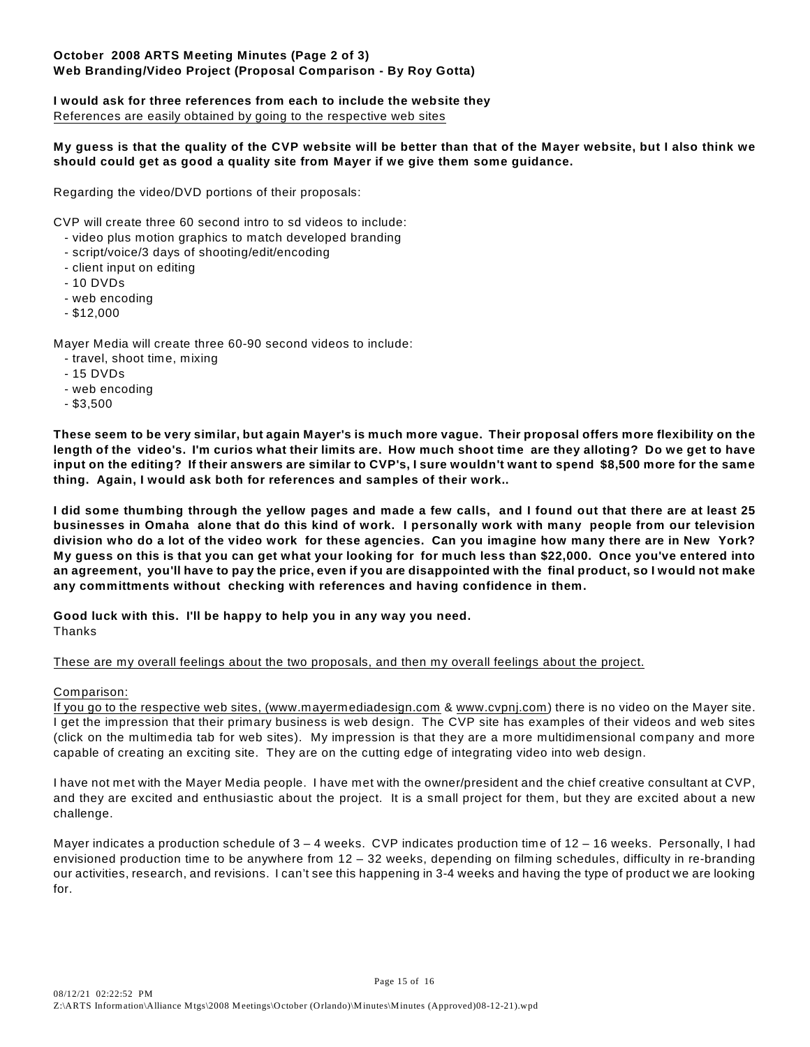**October 2008 ARTS Meeting Minutes (Page 2 of 3)**
**Web Branding/Video Project (Proposal Comparison - By Roy Gotta)**

**I would ask for three references from each to include the website they**
References are easily obtained by going to the respective web sites

**My guess is that the quality of the CVP website will be better than that of the Mayer website, but I also think we should could get as good a quality site from Mayer if we give them some guidance.**

Regarding the video/DVD portions of their proposals:

CVP will create three 60 second intro to sd videos to include:
- video plus motion graphics to match developed branding
- script/voice/3 days of shooting/edit/encoding
- client input on editing
- 10 DVDs
- web encoding
- $12,000

Mayer Media will create three 60-90 second videos to include:
- travel, shoot time, mixing
- 15 DVDs
- web encoding
- $3,500

**These seem to be very similar, but again Mayer's is much more vague. Their proposal offers more flexibility on the length of the video's. I'm curios what their limits are. How much shoot time are they alloting? Do we get to have input on the editing? If their answers are similar to CVP's, I sure wouldn't want to spend $8,500 more for the same thing. Again, I would ask both for references and samples of their work..**

**I did some thumbing through the yellow pages and made a few calls, and I found out that there are at least 25 businesses in Omaha alone that do this kind of work. I personally work with many people from our television division who do a lot of the video work for these agencies. Can you imagine how many there are in New York? My guess on this is that you can get what your looking for for much less than $22,000. Once you've entered into an agreement, you'll have to pay the price, even if you are disappointed with the final product, so I would not make any committments without checking with references and having confidence in them.**

**Good luck with this. I'll be happy to help you in any way you need.**
Thanks

These are my overall feelings about the two proposals, and then my overall feelings about the project.

Comparison:
If you go to the respective web sites, (www.mayermediadesign.com & www.cvpnj.com) there is no video on the Mayer site. I get the impression that their primary business is web design. The CVP site has examples of their videos and web sites (click on the multimedia tab for web sites). My impression is that they are a more multidimensional company and more capable of creating an exciting site. They are on the cutting edge of integrating video into web design.

I have not met with the Mayer Media people. I have met with the owner/president and the chief creative consultant at CVP, and they are excited and enthusiastic about the project. It is a small project for them, but they are excited about a new challenge.

Mayer indicates a production schedule of 3 – 4 weeks. CVP indicates production time of 12 – 16 weeks. Personally, I had envisioned production time to be anywhere from 12 – 32 weeks, depending on filming schedules, difficulty in re-branding our activities, research, and revisions. I can't see this happening in 3-4 weeks and having the type of product we are looking for.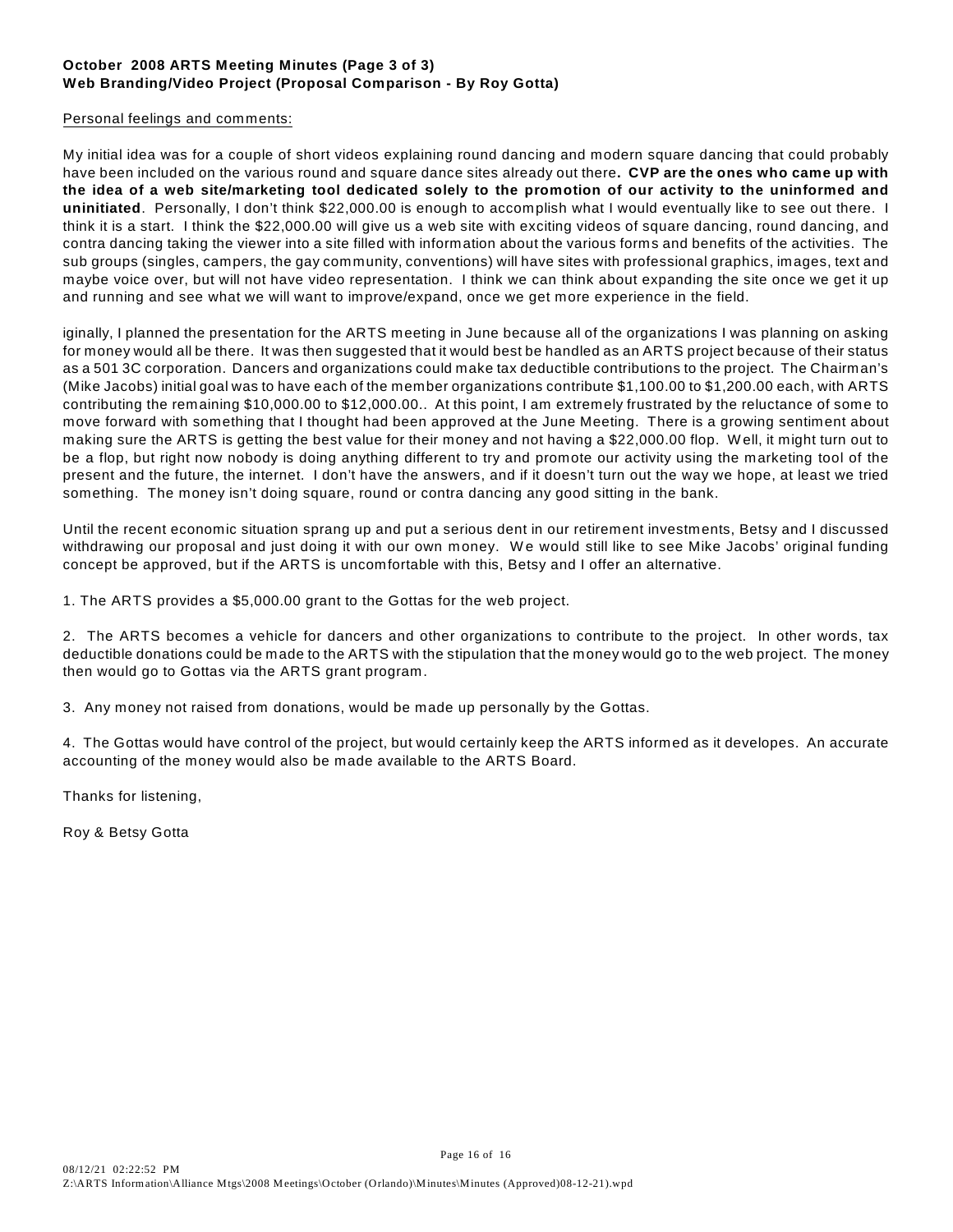**October 2008 ARTS Meeting Minutes (Page 3 of 3)**
**Web Branding/Video Project (Proposal Comparison - By Roy Gotta)**

Personal feelings and comments:

My initial idea was for a couple of short videos explaining round dancing and modern square dancing that could probably have been included on the various round and square dance sites already out there**. CVP are the ones who came up with the idea of a web site/marketing tool dedicated solely to the promotion of our activity to the uninformed and uninitiated**. Personally, I don't think $22,000.00 is enough to accomplish what I would eventually like to see out there. I think it is a start. I think the $22,000.00 will give us a web site with exciting videos of square dancing, round dancing, and contra dancing taking the viewer into a site filled with information about the various forms and benefits of the activities. The sub groups (singles, campers, the gay community, conventions) will have sites with professional graphics, images, text and maybe voice over, but will not have video representation. I think we can think about expanding the site once we get it up and running and see what we will want to improve/expand, once we get more experience in the field.

iginally, I planned the presentation for the ARTS meeting in June because all of the organizations I was planning on asking for money would all be there. It was then suggested that it would best be handled as an ARTS project because of their status as a 501 3C corporation. Dancers and organizations could make tax deductible contributions to the project. The Chairman's (Mike Jacobs) initial goal was to have each of the member organizations contribute $1,100.00 to $1,200.00 each, with ARTS contributing the remaining $10,000.00 to $12,000.00.. At this point, I am extremely frustrated by the reluctance of some to move forward with something that I thought had been approved at the June Meeting. There is a growing sentiment about making sure the ARTS is getting the best value for their money and not having a $22,000.00 flop. Well, it might turn out to be a flop, but right now nobody is doing anything different to try and promote our activity using the marketing tool of the present and the future, the internet. I don't have the answers, and if it doesn't turn out the way we hope, at least we tried something. The money isn't doing square, round or contra dancing any good sitting in the bank.

Until the recent economic situation sprang up and put a serious dent in our retirement investments, Betsy and I discussed withdrawing our proposal and just doing it with our own money. We would still like to see Mike Jacobs' original funding concept be approved, but if the ARTS is uncomfortable with this, Betsy and I offer an alternative.

1. The ARTS provides a $5,000.00 grant to the Gottas for the web project.

2. The ARTS becomes a vehicle for dancers and other organizations to contribute to the project. In other words, tax deductible donations could be made to the ARTS with the stipulation that the money would go to the web project. The money then would go to Gottas via the ARTS grant program.

3. Any money not raised from donations, would be made up personally by the Gottas.

4. The Gottas would have control of the project, but would certainly keep the ARTS informed as it developes. An accurate accounting of the money would also be made available to the ARTS Board.

Thanks for listening,

Roy & Betsy Gotta